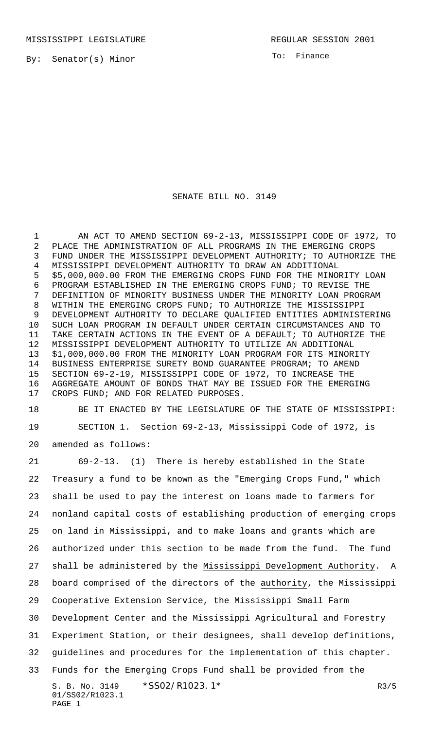MISSISSIPPI LEGISLATURE REGULAR SESSION 2001

By: Senator(s) Minor

To: Finance

# SENATE BILL NO. 3149

AN ACT TO AMEND SECTION 69-2-13, MISSISSIPPI CODE OF 1972, TO PLACE THE ADMINISTRATION OF ALL PROGRAMS IN THE EMERGING CROPS FUND UNDER THE MISSISSIPPI DEVELOPMENT AUTHORITY; TO AUTHORIZE THE MISSISSIPPI DEVELOPMENT AUTHORITY TO DRAW AN ADDITIONAL $5,000,000.00 FROM THE EMERGING CROPS FUND FOR THE MINORITY LOAN PROGRAM ESTABLISHED IN THE EMERGING CROPS FUND; TO REVISE THE DEFINITION OF MINORITY BUSINESS UNDER THE MINORITY LOAN PROGRAM WITHIN THE EMERGING CROPS FUND; TO AUTHORIZE THE MISSISSIPPI DEVELOPMENT AUTHORITY TO DECLARE QUALIFIED ENTITIES ADMINISTERING SUCH LOAN PROGRAM IN DEFAULT UNDER CERTAIN CIRCUMSTANCES AND TO TAKE CERTAIN ACTIONS IN THE EVENT OF A DEFAULT; TO AUTHORIZE THE MISSISSIPPI DEVELOPMENT AUTHORITY TO UTILIZE AN ADDITIONAL $1,000,000.00 FROM THE MINORITY LOAN PROGRAM FOR ITS MINORITY BUSINESS ENTERPRISE SURETY BOND GUARANTEE PROGRAM; TO AMEND SECTION 69-2-19, MISSISSIPPI CODE OF 1972, TO INCREASE THE AGGREGATE AMOUNT OF BONDS THAT MAY BE ISSUED FOR THE EMERGING CROPS FUND; AND FOR RELATED PURPOSES.

BE IT ENACTED BY THE LEGISLATURE OF THE STATE OF MISSISSIPPI:

SECTION 1. Section 69-2-13, Mississippi Code of 1972, is amended as follows:

69-2-13. (1) There is hereby established in the State Treasury a fund to be known as the "Emerging Crops Fund," which shall be used to pay the interest on loans made to farmers for nonland capital costs of establishing production of emerging crops on land in Mississippi, and to make loans and grants which are authorized under this section to be made from the fund. The fund shall be administered by the Mississippi Development Authority. A board comprised of the directors of the authority, the Mississippi Cooperative Extension Service, the Mississippi Small Farm Development Center and the Mississippi Agricultural and Forestry Experiment Station, or their designees, shall develop definitions, guidelines and procedures for the implementation of this chapter. Funds for the Emerging Crops Fund shall be provided from the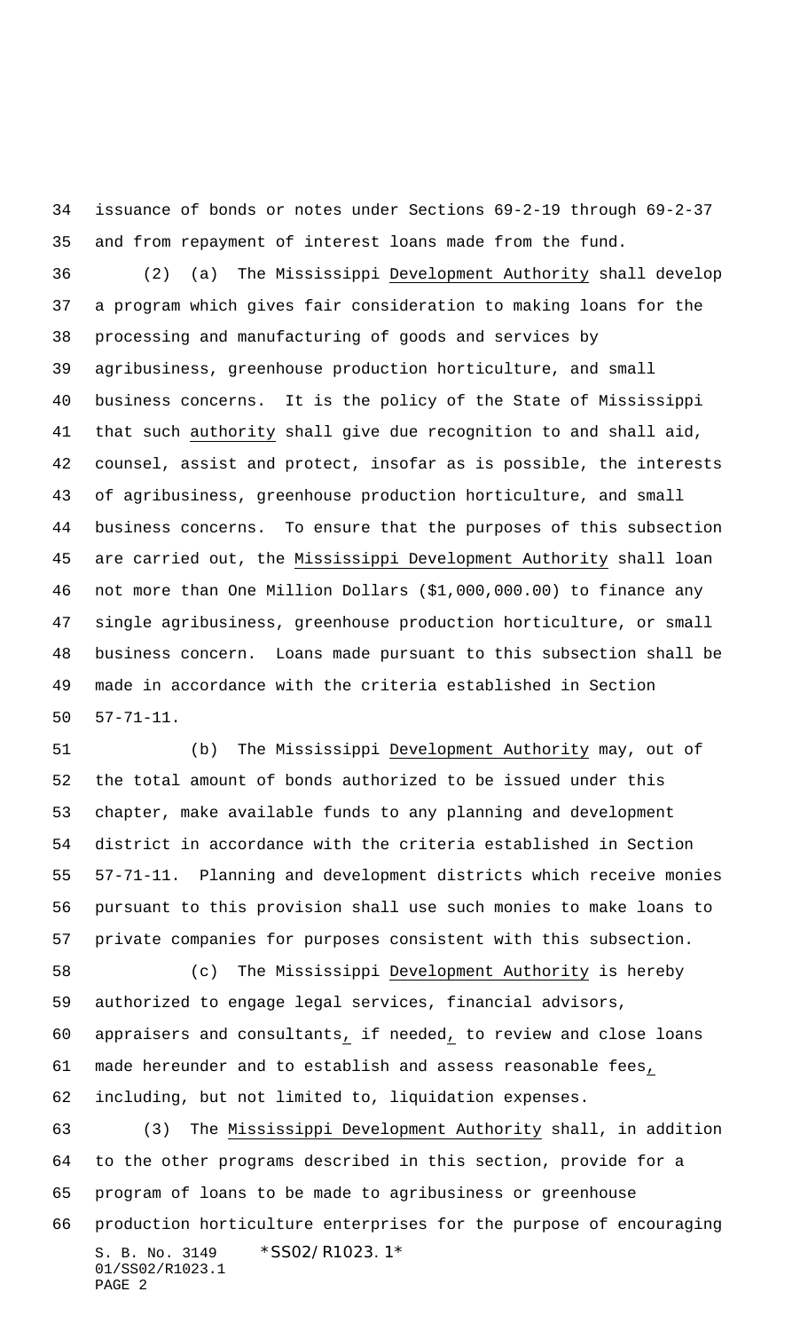issuance of bonds or notes under Sections 69-2-19 through 69-2-37 and from repayment of interest loans made from the fund.

(2) (a) The Mississippi Development Authority shall develop a program which gives fair consideration to making loans for the processing and manufacturing of goods and services by agribusiness, greenhouse production horticulture, and small business concerns. It is the policy of the State of Mississippi that such authority shall give due recognition to and shall aid, counsel, assist and protect, insofar as is possible, the interests of agribusiness, greenhouse production horticulture, and small business concerns. To ensure that the purposes of this subsection are carried out, the Mississippi Development Authority shall loan not more than One Million Dollars ($1,000,000.00) to finance any single agribusiness, greenhouse production horticulture, or small business concern. Loans made pursuant to this subsection shall be made in accordance with the criteria established in Section 57-71-11.

(b) The Mississippi Development Authority may, out of the total amount of bonds authorized to be issued under this chapter, make available funds to any planning and development district in accordance with the criteria established in Section 57-71-11. Planning and development districts which receive monies pursuant to this provision shall use such monies to make loans to private companies for purposes consistent with this subsection.

(c) The Mississippi Development Authority is hereby authorized to engage legal services, financial advisors, appraisers and consultants, if needed, to review and close loans made hereunder and to establish and assess reasonable fees, including, but not limited to, liquidation expenses.

(3) The Mississippi Development Authority shall, in addition to the other programs described in this section, provide for a program of loans to be made to agribusiness or greenhouse production horticulture enterprises for the purpose of encouraging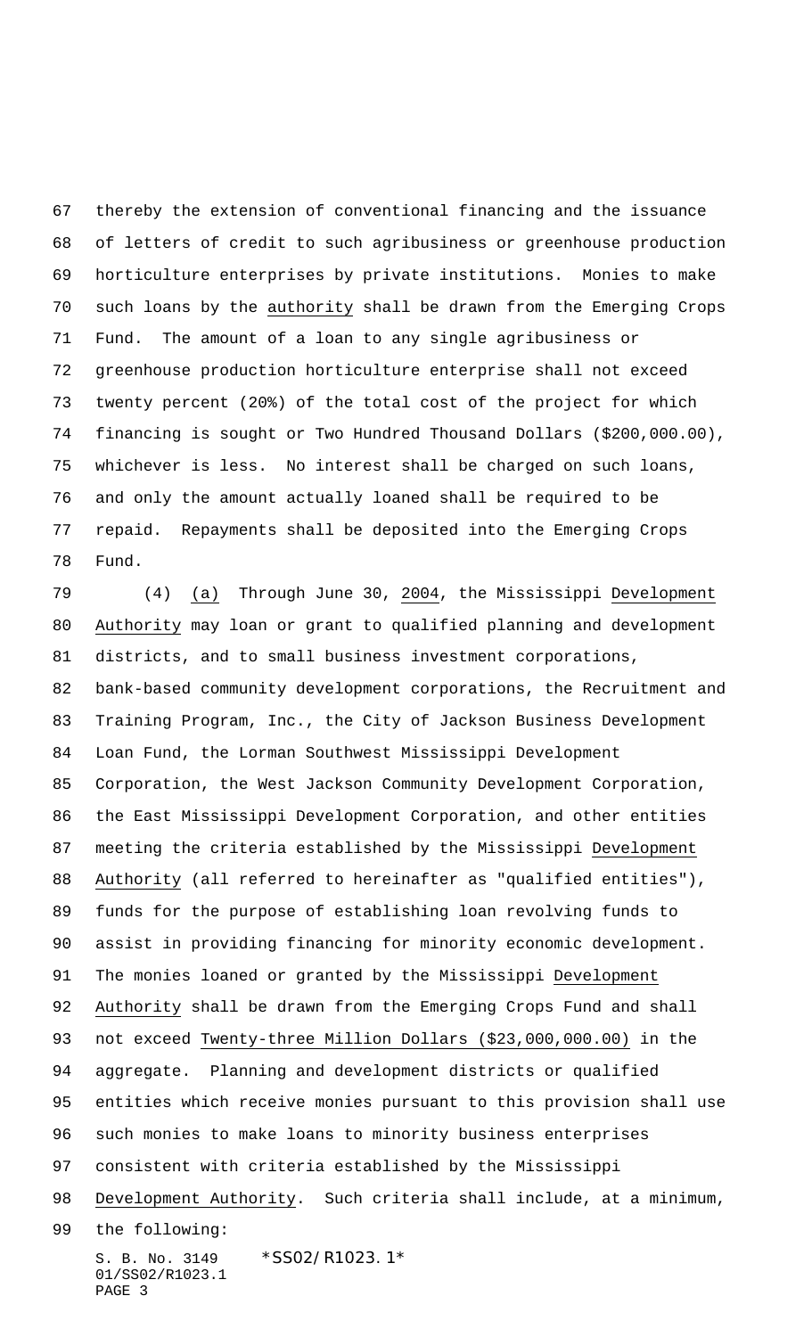thereby the extension of conventional financing and the issuance of letters of credit to such agribusiness or greenhouse production horticulture enterprises by private institutions. Monies to make such loans by the authority shall be drawn from the Emerging Crops Fund. The amount of a loan to any single agribusiness or greenhouse production horticulture enterprise shall not exceed twenty percent (20%) of the total cost of the project for which financing is sought or Two Hundred Thousand Dollars ($200,000.00), whichever is less. No interest shall be charged on such loans, and only the amount actually loaned shall be required to be repaid. Repayments shall be deposited into the Emerging Crops Fund.

(4) (a) Through June 30, 2004, the Mississippi Development Authority may loan or grant to qualified planning and development districts, and to small business investment corporations, bank-based community development corporations, the Recruitment and Training Program, Inc., the City of Jackson Business Development Loan Fund, the Lorman Southwest Mississippi Development Corporation, the West Jackson Community Development Corporation, the East Mississippi Development Corporation, and other entities meeting the criteria established by the Mississippi Development Authority (all referred to hereinafter as "qualified entities"), funds for the purpose of establishing loan revolving funds to assist in providing financing for minority economic development. The monies loaned or granted by the Mississippi Development Authority shall be drawn from the Emerging Crops Fund and shall not exceed Twenty-three Million Dollars ($23,000,000.00) in the aggregate. Planning and development districts or qualified entities which receive monies pursuant to this provision shall use such monies to make loans to minority business enterprises consistent with criteria established by the Mississippi Development Authority. Such criteria shall include, at a minimum, the following: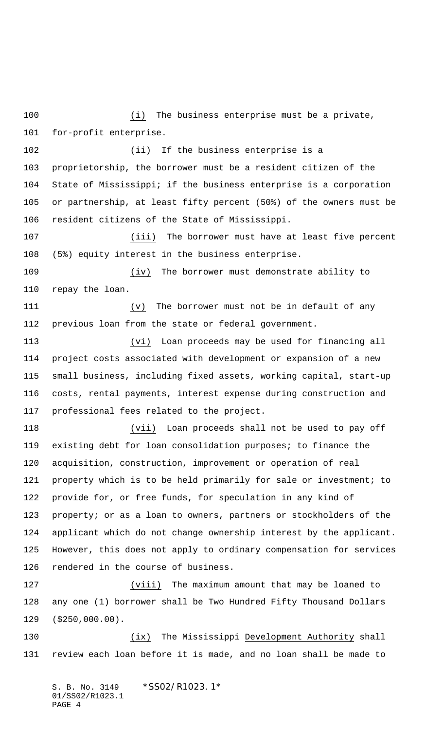(i) The business enterprise must be a private, for-profit enterprise.

(ii) If the business enterprise is a proprietorship, the borrower must be a resident citizen of the State of Mississippi; if the business enterprise is a corporation or partnership, at least fifty percent (50%) of the owners must be resident citizens of the State of Mississippi.

(iii) The borrower must have at least five percent (5%) equity interest in the business enterprise.

(iv) The borrower must demonstrate ability to repay the loan.

(v) The borrower must not be in default of any previous loan from the state or federal government.

(vi) Loan proceeds may be used for financing all project costs associated with development or expansion of a new small business, including fixed assets, working capital, start-up costs, rental payments, interest expense during construction and professional fees related to the project.

(vii) Loan proceeds shall not be used to pay off existing debt for loan consolidation purposes; to finance the acquisition, construction, improvement or operation of real property which is to be held primarily for sale or investment; to provide for, or free funds, for speculation in any kind of property; or as a loan to owners, partners or stockholders of the applicant which do not change ownership interest by the applicant. However, this does not apply to ordinary compensation for services rendered in the course of business.

(viii) The maximum amount that may be loaned to any one (1) borrower shall be Two Hundred Fifty Thousand Dollars ($250,000.00).

(ix) The Mississippi Development Authority shall review each loan before it is made, and no loan shall be made to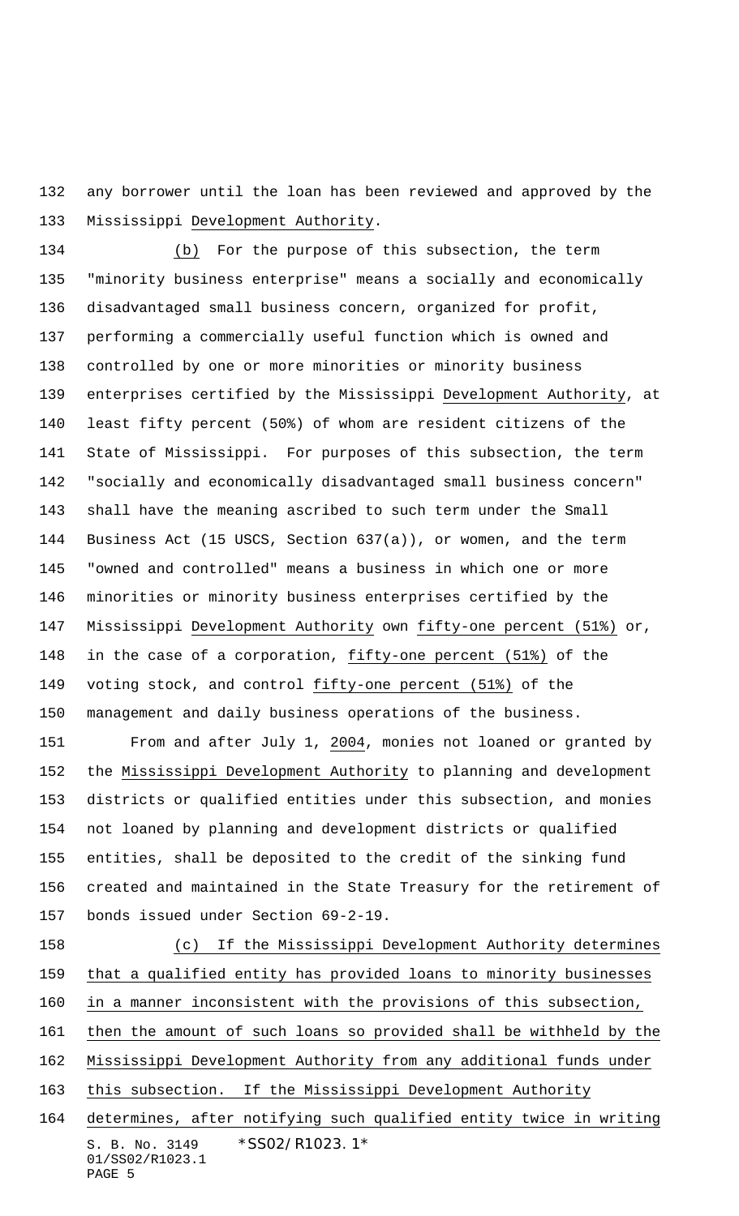any borrower until the loan has been reviewed and approved by the Mississippi Development Authority.

(b) For the purpose of this subsection, the term "minority business enterprise" means a socially and economically disadvantaged small business concern, organized for profit, performing a commercially useful function which is owned and controlled by one or more minorities or minority business enterprises certified by the Mississippi Development Authority, at least fifty percent (50%) of whom are resident citizens of the State of Mississippi. For purposes of this subsection, the term "socially and economically disadvantaged small business concern" shall have the meaning ascribed to such term under the Small Business Act (15 USCS, Section 637(a)), or women, and the term "owned and controlled" means a business in which one or more minorities or minority business enterprises certified by the Mississippi Development Authority own fifty-one percent (51%) or, in the case of a corporation, fifty-one percent (51%) of the voting stock, and control fifty-one percent (51%) of the management and daily business operations of the business.

From and after July 1, 2004, monies not loaned or granted by the Mississippi Development Authority to planning and development districts or qualified entities under this subsection, and monies not loaned by planning and development districts or qualified entities, shall be deposited to the credit of the sinking fund created and maintained in the State Treasury for the retirement of bonds issued under Section 69-2-19.

(c) If the Mississippi Development Authority determines that a qualified entity has provided loans to minority businesses in a manner inconsistent with the provisions of this subsection, then the amount of such loans so provided shall be withheld by the Mississippi Development Authority from any additional funds under this subsection. If the Mississippi Development Authority determines, after notifying such qualified entity twice in writing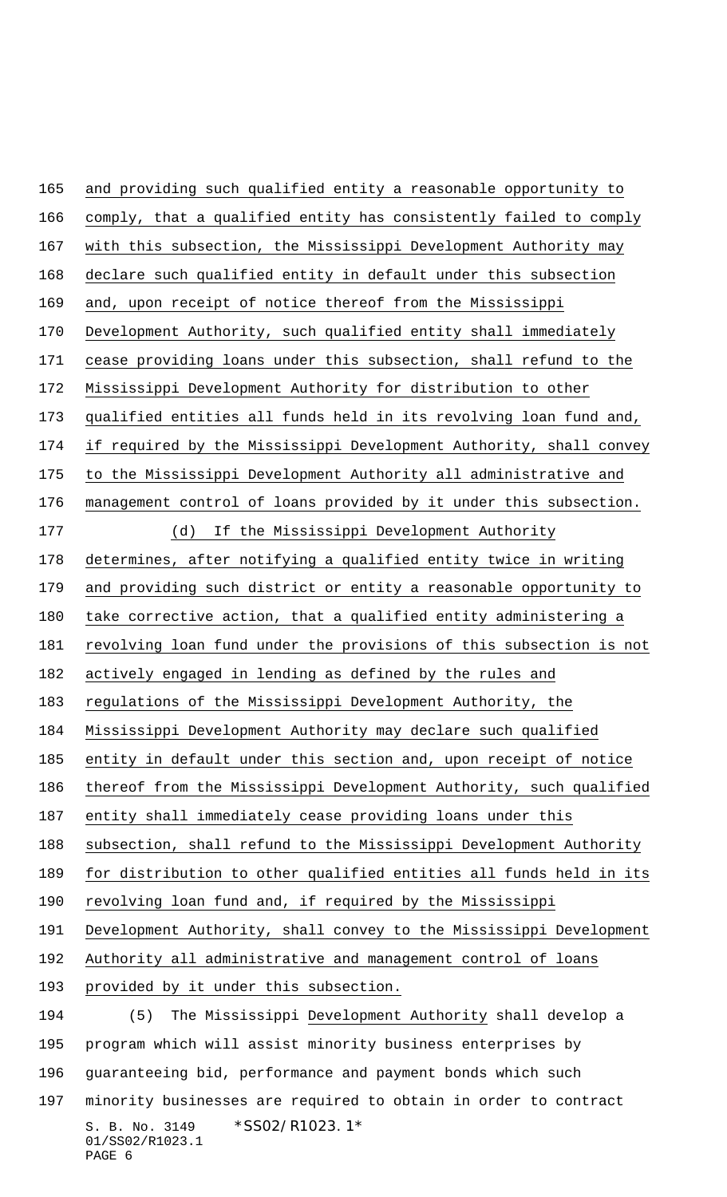and providing such qualified entity a reasonable opportunity to comply, that a qualified entity has consistently failed to comply with this subsection, the Mississippi Development Authority may declare such qualified entity in default under this subsection and, upon receipt of notice thereof from the Mississippi Development Authority, such qualified entity shall immediately cease providing loans under this subsection, shall refund to the Mississippi Development Authority for distribution to other qualified entities all funds held in its revolving loan fund and, if required by the Mississippi Development Authority, shall convey to the Mississippi Development Authority all administrative and management control of loans provided by it under this subsection.

(d) If the Mississippi Development Authority determines, after notifying a qualified entity twice in writing and providing such district or entity a reasonable opportunity to take corrective action, that a qualified entity administering a revolving loan fund under the provisions of this subsection is not actively engaged in lending as defined by the rules and regulations of the Mississippi Development Authority, the Mississippi Development Authority may declare such qualified entity in default under this section and, upon receipt of notice thereof from the Mississippi Development Authority, such qualified entity shall immediately cease providing loans under this subsection, shall refund to the Mississippi Development Authority for distribution to other qualified entities all funds held in its revolving loan fund and, if required by the Mississippi Development Authority, shall convey to the Mississippi Development Authority all administrative and management control of loans provided by it under this subsection.

(5) The Mississippi Development Authority shall develop a program which will assist minority business enterprises by guaranteeing bid, performance and payment bonds which such minority businesses are required to obtain in order to contract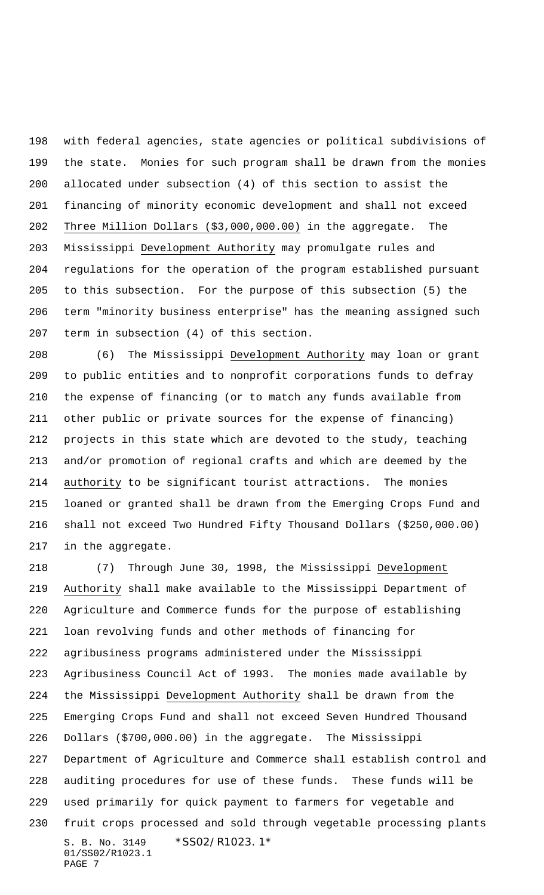with federal agencies, state agencies or political subdivisions of the state. Monies for such program shall be drawn from the monies allocated under subsection (4) of this section to assist the financing of minority economic development and shall not exceed Three Million Dollars ($3,000,000.00) in the aggregate. The Mississippi Development Authority may promulgate rules and regulations for the operation of the program established pursuant to this subsection. For the purpose of this subsection (5) the term "minority business enterprise" has the meaning assigned such term in subsection (4) of this section.

(6) The Mississippi Development Authority may loan or grant to public entities and to nonprofit corporations funds to defray the expense of financing (or to match any funds available from other public or private sources for the expense of financing) projects in this state which are devoted to the study, teaching and/or promotion of regional crafts and which are deemed by the authority to be significant tourist attractions. The monies loaned or granted shall be drawn from the Emerging Crops Fund and shall not exceed Two Hundred Fifty Thousand Dollars ($250,000.00) in the aggregate.

(7) Through June 30, 1998, the Mississippi Development Authority shall make available to the Mississippi Department of Agriculture and Commerce funds for the purpose of establishing loan revolving funds and other methods of financing for agribusiness programs administered under the Mississippi Agribusiness Council Act of 1993. The monies made available by the Mississippi Development Authority shall be drawn from the Emerging Crops Fund and shall not exceed Seven Hundred Thousand Dollars ($700,000.00) in the aggregate. The Mississippi Department of Agriculture and Commerce shall establish control and auditing procedures for use of these funds. These funds will be used primarily for quick payment to farmers for vegetable and fruit crops processed and sold through vegetable processing plants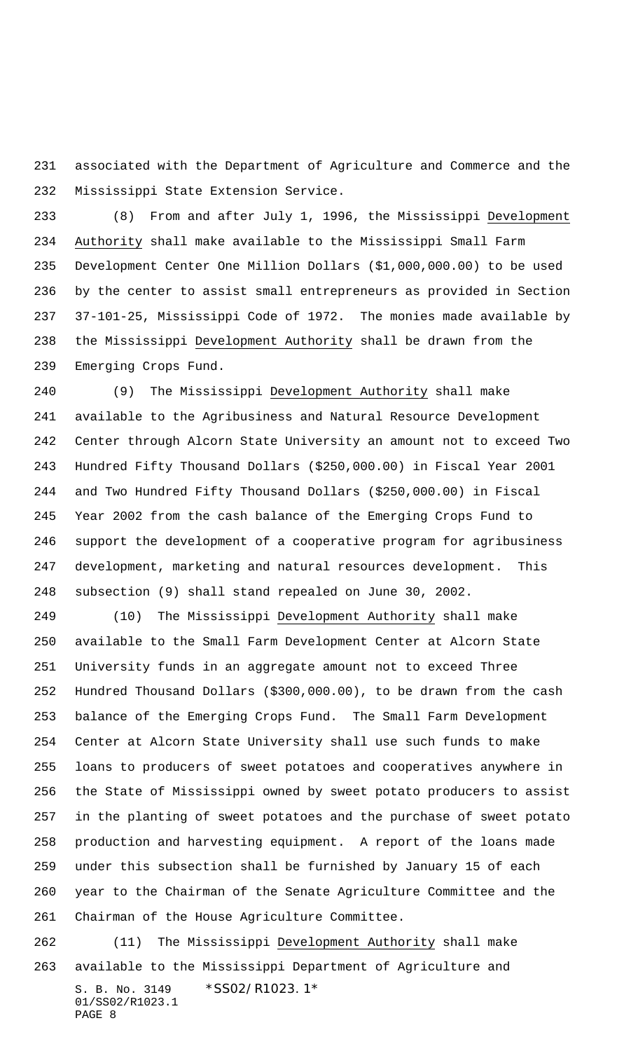associated with the Department of Agriculture and Commerce and the Mississippi State Extension Service.

(8) From and after July 1, 1996, the Mississippi Development Authority shall make available to the Mississippi Small Farm Development Center One Million Dollars ($1,000,000.00) to be used by the center to assist small entrepreneurs as provided in Section 37-101-25, Mississippi Code of 1972. The monies made available by the Mississippi Development Authority shall be drawn from the Emerging Crops Fund.

(9) The Mississippi Development Authority shall make available to the Agribusiness and Natural Resource Development Center through Alcorn State University an amount not to exceed Two Hundred Fifty Thousand Dollars ($250,000.00) in Fiscal Year 2001 and Two Hundred Fifty Thousand Dollars ($250,000.00) in Fiscal Year 2002 from the cash balance of the Emerging Crops Fund to support the development of a cooperative program for agribusiness development, marketing and natural resources development. This subsection (9) shall stand repealed on June 30, 2002.

(10) The Mississippi Development Authority shall make available to the Small Farm Development Center at Alcorn State University funds in an aggregate amount not to exceed Three Hundred Thousand Dollars ($300,000.00), to be drawn from the cash balance of the Emerging Crops Fund. The Small Farm Development Center at Alcorn State University shall use such funds to make loans to producers of sweet potatoes and cooperatives anywhere in the State of Mississippi owned by sweet potato producers to assist in the planting of sweet potatoes and the purchase of sweet potato production and harvesting equipment. A report of the loans made under this subsection shall be furnished by January 15 of each year to the Chairman of the Senate Agriculture Committee and the Chairman of the House Agriculture Committee.

(11) The Mississippi Development Authority shall make available to the Mississippi Department of Agriculture and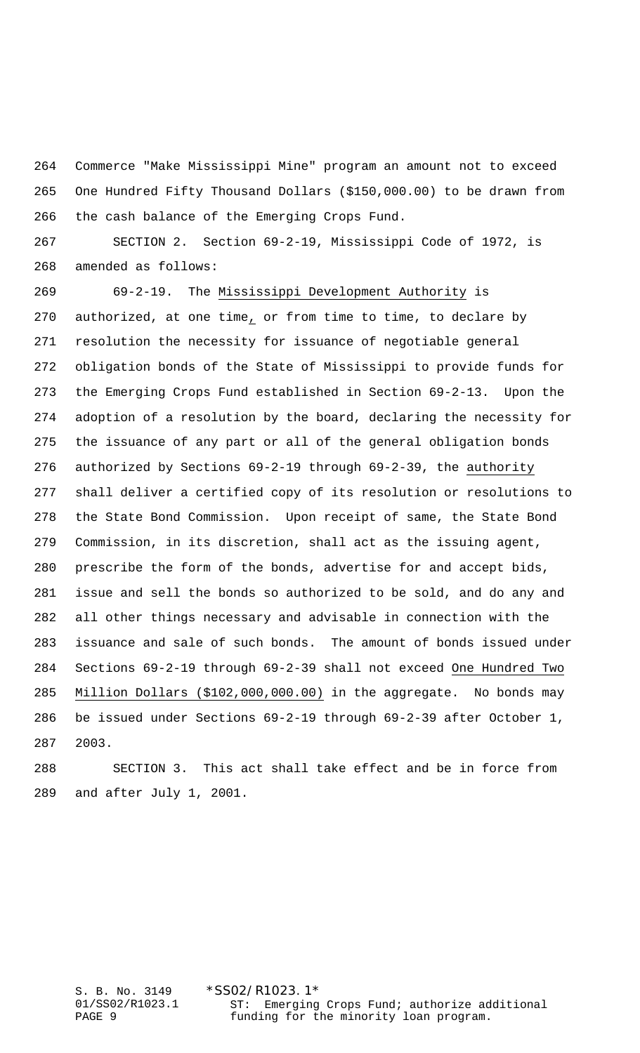Commerce "Make Mississippi Mine" program an amount not to exceed One Hundred Fifty Thousand Dollars ($150,000.00) to be drawn from the cash balance of the Emerging Crops Fund.

SECTION 2. Section 69-2-19, Mississippi Code of 1972, is amended as follows:

69-2-19. The Mississippi Development Authority is authorized, at one time, or from time to time, to declare by resolution the necessity for issuance of negotiable general obligation bonds of the State of Mississippi to provide funds for the Emerging Crops Fund established in Section 69-2-13. Upon the adoption of a resolution by the board, declaring the necessity for the issuance of any part or all of the general obligation bonds authorized by Sections 69-2-19 through 69-2-39, the authority shall deliver a certified copy of its resolution or resolutions to the State Bond Commission. Upon receipt of same, the State Bond Commission, in its discretion, shall act as the issuing agent, prescribe the form of the bonds, advertise for and accept bids, issue and sell the bonds so authorized to be sold, and do any and all other things necessary and advisable in connection with the issuance and sale of such bonds. The amount of bonds issued under Sections 69-2-19 through 69-2-39 shall not exceed One Hundred Two Million Dollars ($102,000,000.00) in the aggregate. No bonds may be issued under Sections 69-2-19 through 69-2-39 after October 1, 2003.

SECTION 3. This act shall take effect and be in force from and after July 1, 2001.